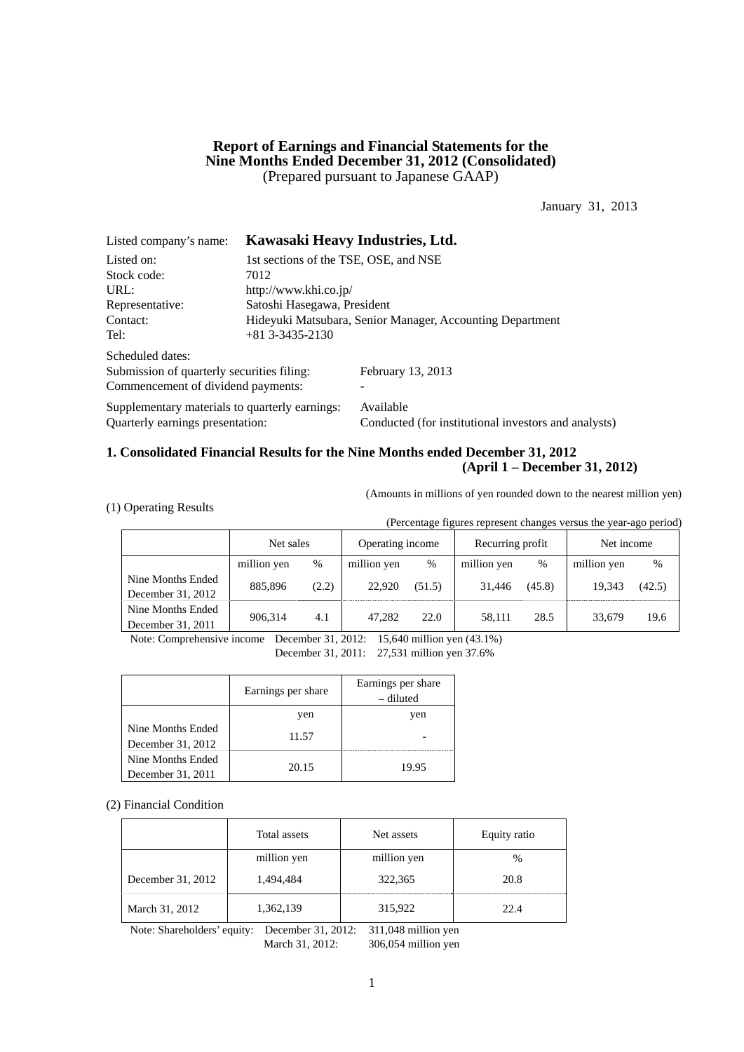# Report of Earnings and Financial Statements for the Nine Months Ended December 31, 2012 (Consolidated)

(Prepared pursuant to Japanese GAAP)

January 31, 2013

Listed company's name: **Kawasaki Heavy Industries, Ltd.**

Listed on: 1st sections of the TSE, OSE, and NSE
Stock code: 7012
URL: http://www.khi.co.jp/
Representative: Satoshi Hasegawa, President
Contact: Hideyuki Matsubara, Senior Manager, Accounting Department
Tel: +81 3-3435-2130

Scheduled dates:
Submission of quarterly securities filing: February 13, 2013
Commencement of dividend payments: -

Supplementary materials to quarterly earnings: Available
Quarterly earnings presentation: Conducted (for institutional investors and analysts)

## 1. Consolidated Financial Results for the Nine Months ended December 31, 2012 (April 1 – December 31, 2012)

(Amounts in millions of yen rounded down to the nearest million yen)

### (1) Operating Results

(Percentage figures represent changes versus the year-ago period)

| | Net sales | | Operating income | | Recurring profit | | Net income | |
|---|---|---|---|---|---|---|---|---|
| | million yen | % | million yen | % | million yen | % | million yen | % |
| Nine Months Ended December 31, 2012 | 885,896 | (2.2) | 22,920 | (51.5) | 31,446 | (45.8) | 19,343 | (42.5) |
| Nine Months Ended December 31, 2011 | 906,314 | 4.1 | 47,282 | 22.0 | 58,111 | 28.5 | 33,679 | 19.6 |

Note: Comprehensive income December 31, 2012: 15,640 million yen (43.1%)
December 31, 2011: 27,531 million yen 37.6%

| | Earnings per share | Earnings per share – diluted |
|---|---|---|
| | yen | yen |
| Nine Months Ended December 31, 2012 | 11.57 | - |
| Nine Months Ended December 31, 2011 | 20.15 | 19.95 |

### (2) Financial Condition

| | Total assets | Net assets | Equity ratio |
|---|---|---|---|
| | million yen | million yen | % |
| December 31, 2012 | 1,494,484 | 322,365 | 20.8 |
| March 31, 2012 | 1,362,139 | 315,922 | 22.4 |

Note: Shareholders' equity: December 31, 2012: 311,048 million yen
March 31, 2012: 306,054 million yen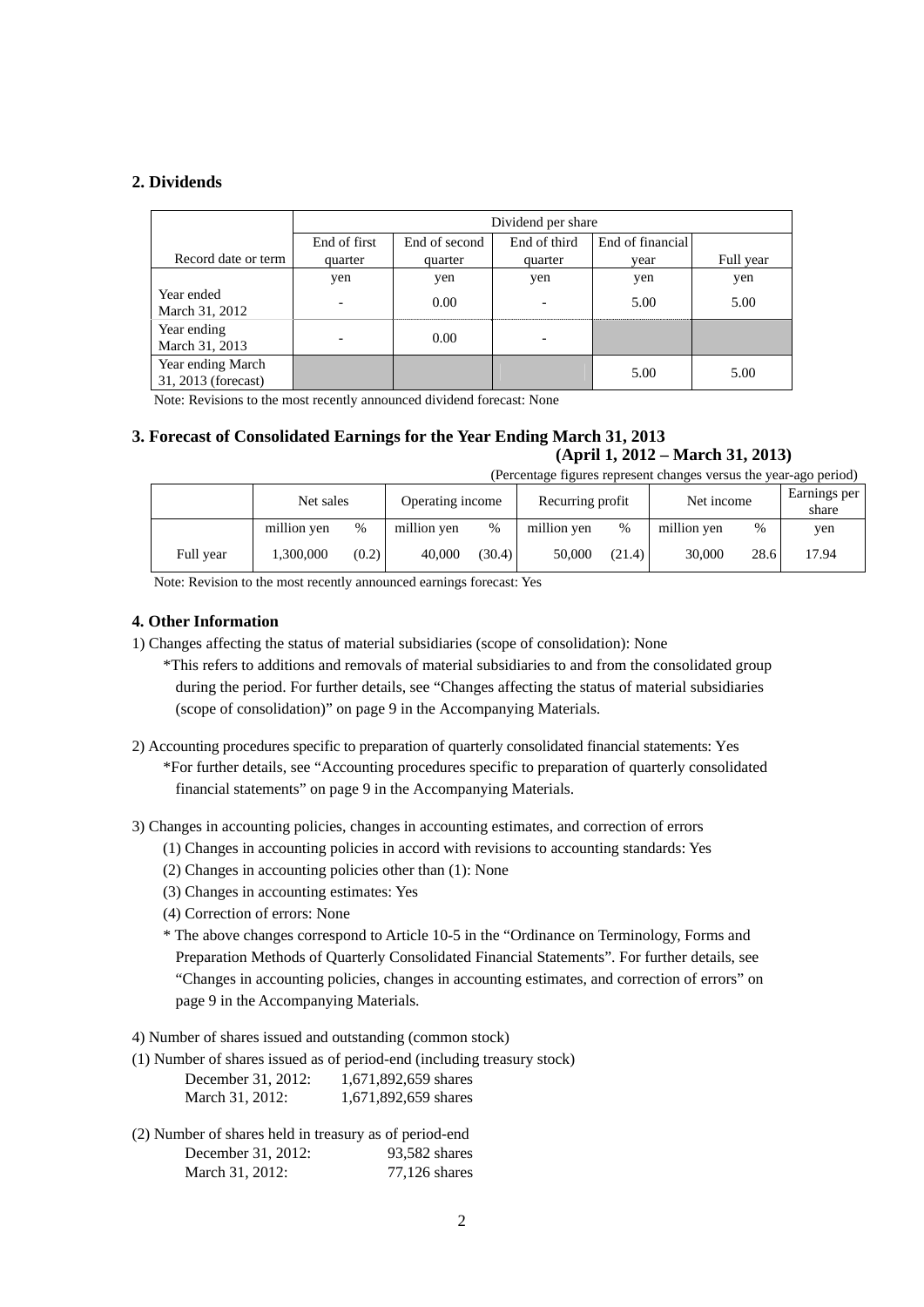## 2. Dividends

| Record date or term | Dividend per share | | | | |
|---|---|---|---|---|---|
| | End of first quarter | End of second quarter | End of third quarter | End of financial year | Full year |
| | yen | yen | yen | yen | yen |
| Year ended March 31, 2012 | - | 0.00 | - | 5.00 | 5.00 |
| Year ending March 31, 2013 | - | 0.00 | - | | |
| Year ending March 31, 2013 (forecast) | | | | 5.00 | 5.00 |

Note: Revisions to the most recently announced dividend forecast: None

## 3. Forecast of Consolidated Earnings for the Year Ending March 31, 2013

**(April 1, 2012 – March 31, 2013)**

(Percentage figures represent changes versus the year-ago period)

| | Net sales | | Operating income | | Recurring profit | | Net income | | Earnings per share |
|---|---|---|---|---|---|---|---|---|---|
| | million yen | % | million yen | % | million yen | % | million yen | % | yen |
| Full year | 1,300,000 | (0.2) | 40,000 | (30.4) | 50,000 | (21.4) | 30,000 | 28.6 | 17.94 |

Note: Revision to the most recently announced earnings forecast: Yes

## 4. Other Information

1) Changes affecting the status of material subsidiaries (scope of consolidation): None

*This refers to additions and removals of material subsidiaries to and from the consolidated group during the period. For further details, see "Changes affecting the status of material subsidiaries (scope of consolidation)" on page 9 in the Accompanying Materials.

2) Accounting procedures specific to preparation of quarterly consolidated financial statements: Yes

*For further details, see "Accounting procedures specific to preparation of quarterly consolidated financial statements" on page 9 in the Accompanying Materials.

3) Changes in accounting policies, changes in accounting estimates, and correction of errors

(1) Changes in accounting policies in accord with revisions to accounting standards: Yes

(2) Changes in accounting policies other than (1): None

(3) Changes in accounting estimates: Yes

(4) Correction of errors: None

* The above changes correspond to Article 10-5 in the "Ordinance on Terminology, Forms and Preparation Methods of Quarterly Consolidated Financial Statements". For further details, see "Changes in accounting policies, changes in accounting estimates, and correction of errors" on page 9 in the Accompanying Materials.

4) Number of shares issued and outstanding (common stock)

(1) Number of shares issued as of period-end (including treasury stock)

December 31, 2012: 1,671,892,659 shares
March 31, 2012: 1,671,892,659 shares

(2) Number of shares held in treasury as of period-end

December 31, 2012: 93,582 shares
March 31, 2012: 77,126 shares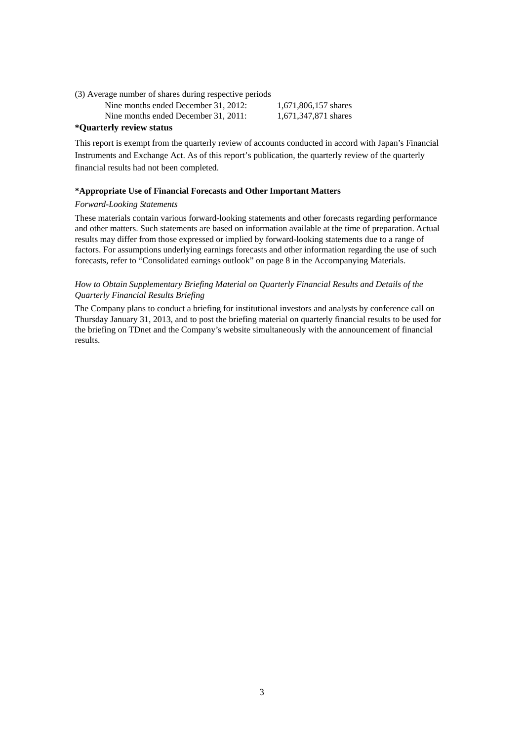(3) Average number of shares during respective periods

| | |
|---|---|
| Nine months ended December 31, 2012: | 1,671,806,157 shares |
| Nine months ended December 31, 2011: | 1,671,347,871 shares |

**\*Quarterly review status**

This report is exempt from the quarterly review of accounts conducted in accord with Japan's Financial Instruments and Exchange Act. As of this report's publication, the quarterly review of the quarterly financial results had not been completed.

**\*Appropriate Use of Financial Forecasts and Other Important Matters**

*Forward-Looking Statements*

These materials contain various forward-looking statements and other forecasts regarding performance and other matters. Such statements are based on information available at the time of preparation. Actual results may differ from those expressed or implied by forward-looking statements due to a range of factors. For assumptions underlying earnings forecasts and other information regarding the use of such forecasts, refer to "Consolidated earnings outlook" on page 8 in the Accompanying Materials.

*How to Obtain Supplementary Briefing Material on Quarterly Financial Results and Details of the Quarterly Financial Results Briefing*

The Company plans to conduct a briefing for institutional investors and analysts by conference call on Thursday January 31, 2013, and to post the briefing material on quarterly financial results to be used for the briefing on TDnet and the Company's website simultaneously with the announcement of financial results.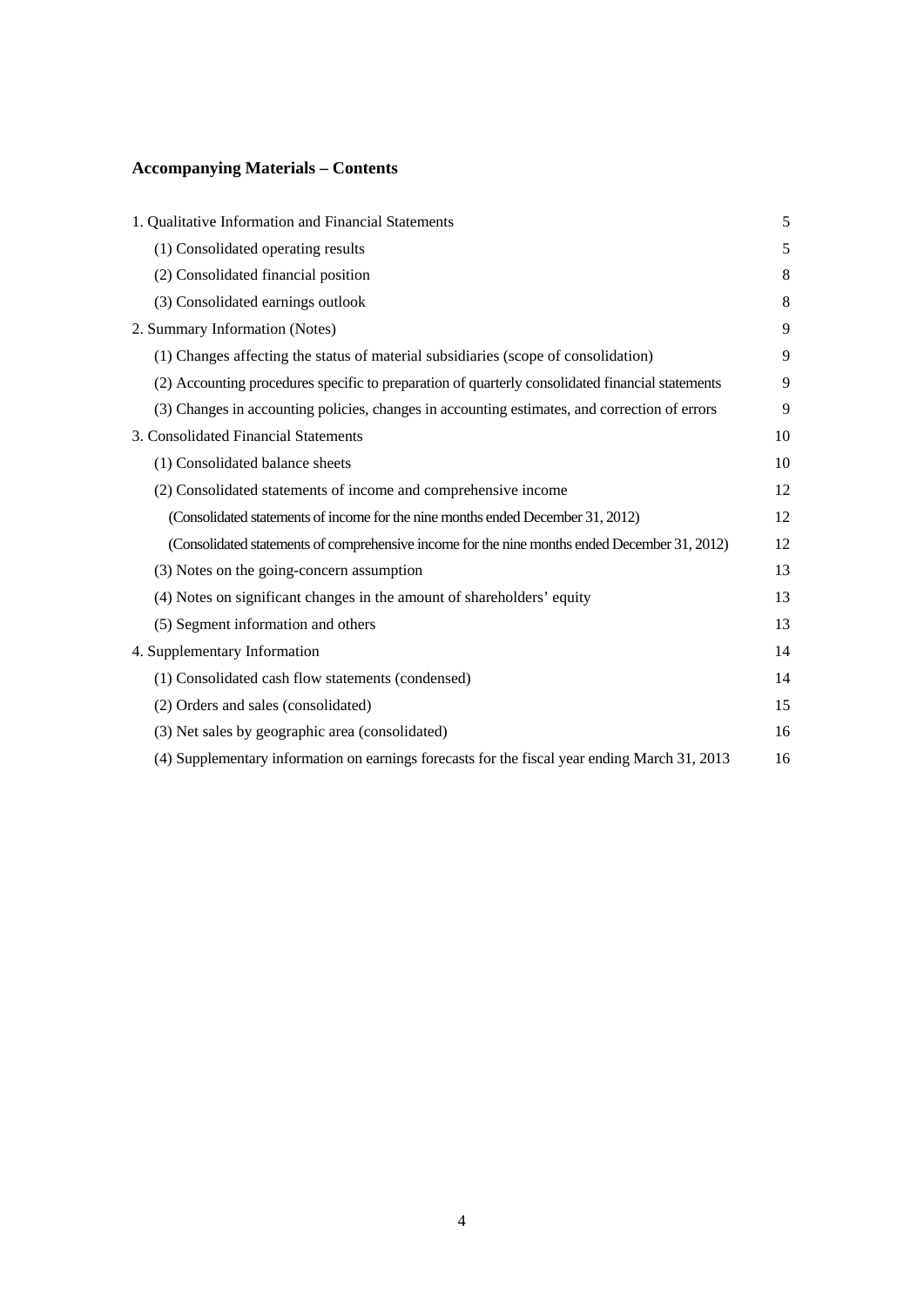## Accompanying Materials – Contents

| | |
|---|---|
| 1. Qualitative Information and Financial Statements | 5 |
| (1) Consolidated operating results | 5 |
| (2) Consolidated financial position | 8 |
| (3) Consolidated earnings outlook | 8 |
| 2. Summary Information (Notes) | 9 |
| (1) Changes affecting the status of material subsidiaries (scope of consolidation) | 9 |
| (2) Accounting procedures specific to preparation of quarterly consolidated financial statements | 9 |
| (3) Changes in accounting policies, changes in accounting estimates, and correction of errors | 9 |
| 3. Consolidated Financial Statements | 10 |
| (1) Consolidated balance sheets | 10 |
| (2) Consolidated statements of income and comprehensive income | 12 |
| (Consolidated statements of income for the nine months ended December 31, 2012) | 12 |
| (Consolidated statements of comprehensive income for the nine months ended December 31, 2012) | 12 |
| (3) Notes on the going-concern assumption | 13 |
| (4) Notes on significant changes in the amount of shareholders' equity | 13 |
| (5) Segment information and others | 13 |
| 4. Supplementary Information | 14 |
| (1) Consolidated cash flow statements (condensed) | 14 |
| (2) Orders and sales (consolidated) | 15 |
| (3) Net sales by geographic area (consolidated) | 16 |
| (4) Supplementary information on earnings forecasts for the fiscal year ending March 31, 2013 | 16 |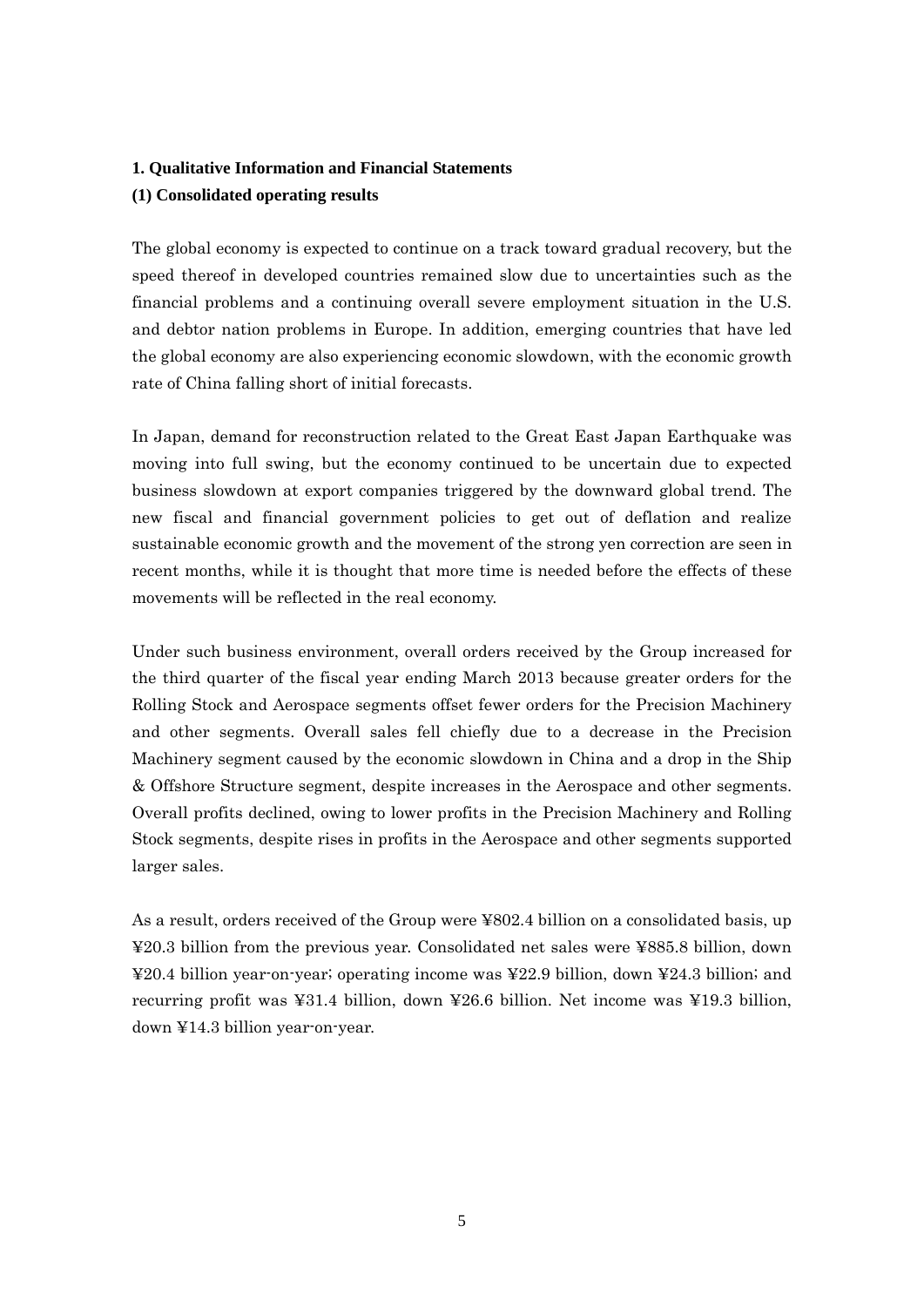**1. Qualitative Information and Financial Statements**

**(1) Consolidated operating results**

The global economy is expected to continue on a track toward gradual recovery, but the speed thereof in developed countries remained slow due to uncertainties such as the financial problems and a continuing overall severe employment situation in the U.S. and debtor nation problems in Europe. In addition, emerging countries that have led the global economy are also experiencing economic slowdown, with the economic growth rate of China falling short of initial forecasts.

In Japan, demand for reconstruction related to the Great East Japan Earthquake was moving into full swing, but the economy continued to be uncertain due to expected business slowdown at export companies triggered by the downward global trend. The new fiscal and financial government policies to get out of deflation and realize sustainable economic growth and the movement of the strong yen correction are seen in recent months, while it is thought that more time is needed before the effects of these movements will be reflected in the real economy.

Under such business environment, overall orders received by the Group increased for the third quarter of the fiscal year ending March 2013 because greater orders for the Rolling Stock and Aerospace segments offset fewer orders for the Precision Machinery and other segments. Overall sales fell chiefly due to a decrease in the Precision Machinery segment caused by the economic slowdown in China and a drop in the Ship & Offshore Structure segment, despite increases in the Aerospace and other segments. Overall profits declined, owing to lower profits in the Precision Machinery and Rolling Stock segments, despite rises in profits in the Aerospace and other segments supported larger sales.

As a result, orders received of the Group were ¥802.4 billion on a consolidated basis, up ¥20.3 billion from the previous year. Consolidated net sales were ¥885.8 billion, down ¥20.4 billion year-on-year; operating income was ¥22.9 billion, down ¥24.3 billion; and recurring profit was ¥31.4 billion, down ¥26.6 billion. Net income was ¥19.3 billion, down ¥14.3 billion year-on-year.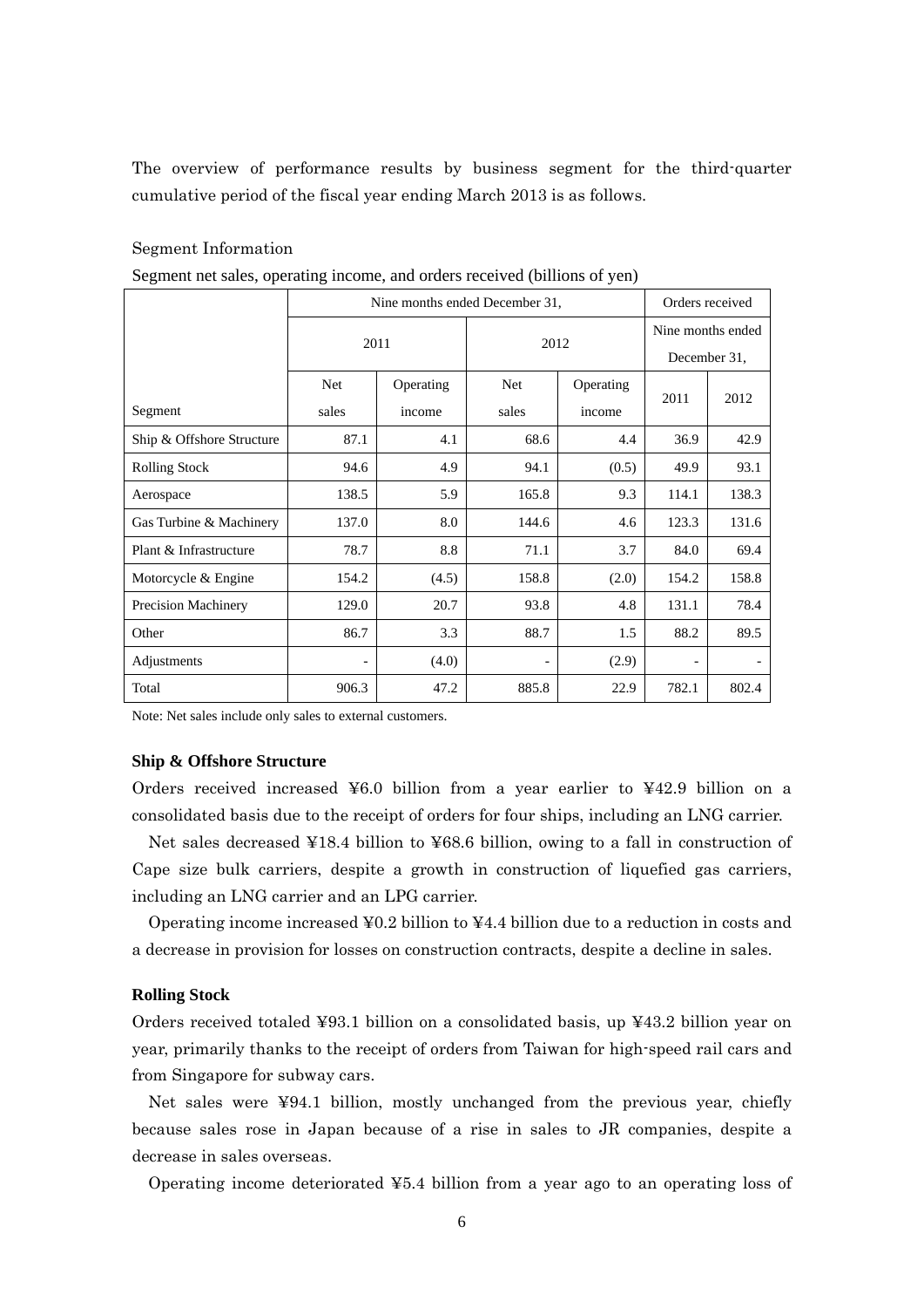The overview of performance results by business segment for the third-quarter cumulative period of the fiscal year ending March 2013 is as follows.

Segment Information

Segment net sales, operating income, and orders received (billions of yen)

| Segment | Nine months ended December 31, | | | | Orders received | |
|---|---|---|---|---|---|---|
| | 2011 | | 2012 | | Nine months ended December 31, | |
| | Net sales | Operating income | Net sales | Operating income | 2011 | 2012 |
| Ship & Offshore Structure | 87.1 | 4.1 | 68.6 | 4.4 | 36.9 | 42.9 |
| Rolling Stock | 94.6 | 4.9 | 94.1 | (0.5) | 49.9 | 93.1 |
| Aerospace | 138.5 | 5.9 | 165.8 | 9.3 | 114.1 | 138.3 |
| Gas Turbine & Machinery | 137.0 | 8.0 | 144.6 | 4.6 | 123.3 | 131.6 |
| Plant & Infrastructure | 78.7 | 8.8 | 71.1 | 3.7 | 84.0 | 69.4 |
| Motorcycle & Engine | 154.2 | (4.5) | 158.8 | (2.0) | 154.2 | 158.8 |
| Precision Machinery | 129.0 | 20.7 | 93.8 | 4.8 | 131.1 | 78.4 |
| Other | 86.7 | 3.3 | 88.7 | 1.5 | 88.2 | 89.5 |
| Adjustments | - | (4.0) | - | (2.9) | - | - |
| Total | 906.3 | 47.2 | 885.8 | 22.9 | 782.1 | 802.4 |

Note: Net sales include only sales to external customers.

**Ship & Offshore Structure**

Orders received increased ¥6.0 billion from a year earlier to ¥42.9 billion on a consolidated basis due to the receipt of orders for four ships, including an LNG carrier.

Net sales decreased ¥18.4 billion to ¥68.6 billion, owing to a fall in construction of Cape size bulk carriers, despite a growth in construction of liquefied gas carriers, including an LNG carrier and an LPG carrier.

Operating income increased ¥0.2 billion to ¥4.4 billion due to a reduction in costs and a decrease in provision for losses on construction contracts, despite a decline in sales.

**Rolling Stock**

Orders received totaled ¥93.1 billion on a consolidated basis, up ¥43.2 billion year on year, primarily thanks to the receipt of orders from Taiwan for high-speed rail cars and from Singapore for subway cars.

Net sales were ¥94.1 billion, mostly unchanged from the previous year, chiefly because sales rose in Japan because of a rise in sales to JR companies, despite a decrease in sales overseas.

Operating income deteriorated ¥5.4 billion from a year ago to an operating loss of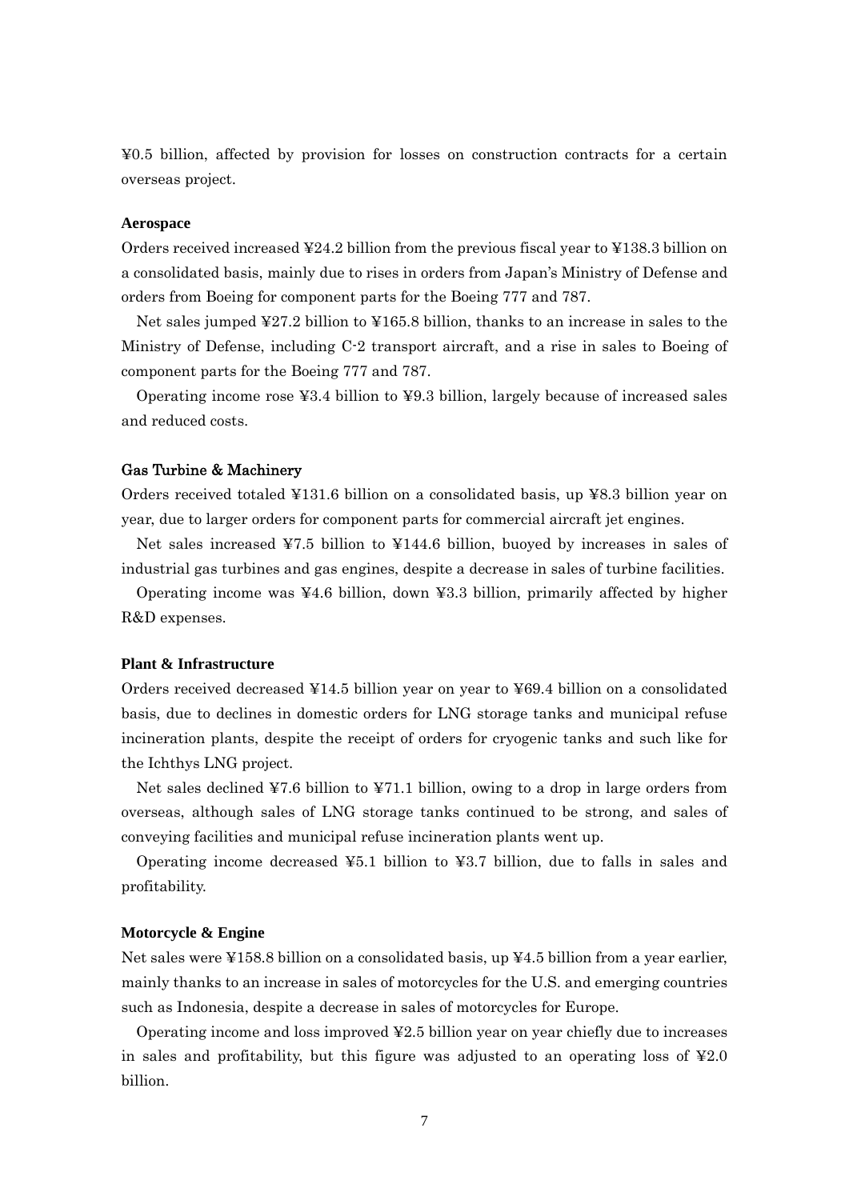¥0.5 billion, affected by provision for losses on construction contracts for a certain overseas project.

### Aerospace

Orders received increased ¥24.2 billion from the previous fiscal year to ¥138.3 billion on a consolidated basis, mainly due to rises in orders from Japan's Ministry of Defense and orders from Boeing for component parts for the Boeing 777 and 787.

Net sales jumped ¥27.2 billion to ¥165.8 billion, thanks to an increase in sales to the Ministry of Defense, including C-2 transport aircraft, and a rise in sales to Boeing of component parts for the Boeing 777 and 787.

Operating income rose ¥3.4 billion to ¥9.3 billion, largely because of increased sales and reduced costs.

### Gas Turbine & Machinery

Orders received totaled ¥131.6 billion on a consolidated basis, up ¥8.3 billion year on year, due to larger orders for component parts for commercial aircraft jet engines.

Net sales increased ¥7.5 billion to ¥144.6 billion, buoyed by increases in sales of industrial gas turbines and gas engines, despite a decrease in sales of turbine facilities.

Operating income was ¥4.6 billion, down ¥3.3 billion, primarily affected by higher R&D expenses.

### Plant & Infrastructure

Orders received decreased ¥14.5 billion year on year to ¥69.4 billion on a consolidated basis, due to declines in domestic orders for LNG storage tanks and municipal refuse incineration plants, despite the receipt of orders for cryogenic tanks and such like for the Ichthys LNG project.

Net sales declined ¥7.6 billion to ¥71.1 billion, owing to a drop in large orders from overseas, although sales of LNG storage tanks continued to be strong, and sales of conveying facilities and municipal refuse incineration plants went up.

Operating income decreased ¥5.1 billion to ¥3.7 billion, due to falls in sales and profitability.

### Motorcycle & Engine

Net sales were ¥158.8 billion on a consolidated basis, up ¥4.5 billion from a year earlier, mainly thanks to an increase in sales of motorcycles for the U.S. and emerging countries such as Indonesia, despite a decrease in sales of motorcycles for Europe.

Operating income and loss improved ¥2.5 billion year on year chiefly due to increases in sales and profitability, but this figure was adjusted to an operating loss of ¥2.0 billion.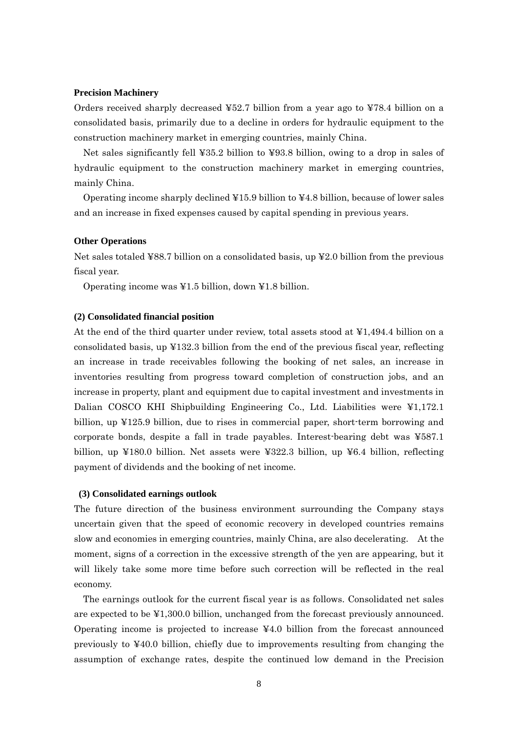**Precision Machinery**

Orders received sharply decreased ¥52.7 billion from a year ago to ¥78.4 billion on a consolidated basis, primarily due to a decline in orders for hydraulic equipment to the construction machinery market in emerging countries, mainly China.

Net sales significantly fell ¥35.2 billion to ¥93.8 billion, owing to a drop in sales of hydraulic equipment to the construction machinery market in emerging countries, mainly China.

Operating income sharply declined ¥15.9 billion to ¥4.8 billion, because of lower sales and an increase in fixed expenses caused by capital spending in previous years.

**Other Operations**

Net sales totaled ¥88.7 billion on a consolidated basis, up ¥2.0 billion from the previous fiscal year.

Operating income was ¥1.5 billion, down ¥1.8 billion.

**(2) Consolidated financial position**

At the end of the third quarter under review, total assets stood at ¥1,494.4 billion on a consolidated basis, up ¥132.3 billion from the end of the previous fiscal year, reflecting an increase in trade receivables following the booking of net sales, an increase in inventories resulting from progress toward completion of construction jobs, and an increase in property, plant and equipment due to capital investment and investments in Dalian COSCO KHI Shipbuilding Engineering Co., Ltd. Liabilities were ¥1,172.1 billion, up ¥125.9 billion, due to rises in commercial paper, short-term borrowing and corporate bonds, despite a fall in trade payables. Interest-bearing debt was ¥587.1 billion, up ¥180.0 billion. Net assets were ¥322.3 billion, up ¥6.4 billion, reflecting payment of dividends and the booking of net income.

**(3) Consolidated earnings outlook**

The future direction of the business environment surrounding the Company stays uncertain given that the speed of economic recovery in developed countries remains slow and economies in emerging countries, mainly China, are also decelerating. At the moment, signs of a correction in the excessive strength of the yen are appearing, but it will likely take some more time before such correction will be reflected in the real economy.

The earnings outlook for the current fiscal year is as follows. Consolidated net sales are expected to be ¥1,300.0 billion, unchanged from the forecast previously announced. Operating income is projected to increase ¥4.0 billion from the forecast announced previously to ¥40.0 billion, chiefly due to improvements resulting from changing the assumption of exchange rates, despite the continued low demand in the Precision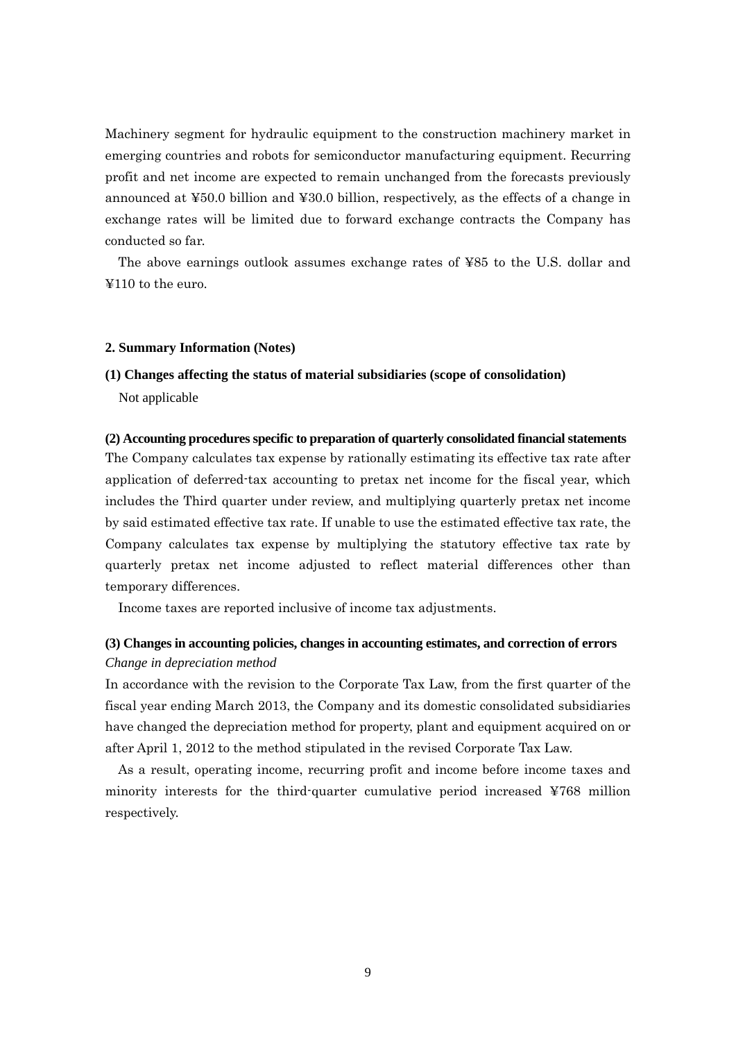Machinery segment for hydraulic equipment to the construction machinery market in emerging countries and robots for semiconductor manufacturing equipment. Recurring profit and net income are expected to remain unchanged from the forecasts previously announced at ¥50.0 billion and ¥30.0 billion, respectively, as the effects of a change in exchange rates will be limited due to forward exchange contracts the Company has conducted so far.

The above earnings outlook assumes exchange rates of ¥85 to the U.S. dollar and ¥110 to the euro.

## 2. Summary Information (Notes)

### (1) Changes affecting the status of material subsidiaries (scope of consolidation)

Not applicable

### (2) Accounting procedures specific to preparation of quarterly consolidated financial statements

The Company calculates tax expense by rationally estimating its effective tax rate after application of deferred-tax accounting to pretax net income for the fiscal year, which includes the Third quarter under review, and multiplying quarterly pretax net income by said estimated effective tax rate. If unable to use the estimated effective tax rate, the Company calculates tax expense by multiplying the statutory effective tax rate by quarterly pretax net income adjusted to reflect material differences other than temporary differences.

Income taxes are reported inclusive of income tax adjustments.

### (3) Changes in accounting policies, changes in accounting estimates, and correction of errors

*Change in depreciation method*

In accordance with the revision to the Corporate Tax Law, from the first quarter of the fiscal year ending March 2013, the Company and its domestic consolidated subsidiaries have changed the depreciation method for property, plant and equipment acquired on or after April 1, 2012 to the method stipulated in the revised Corporate Tax Law.

As a result, operating income, recurring profit and income before income taxes and minority interests for the third-quarter cumulative period increased ¥768 million respectively.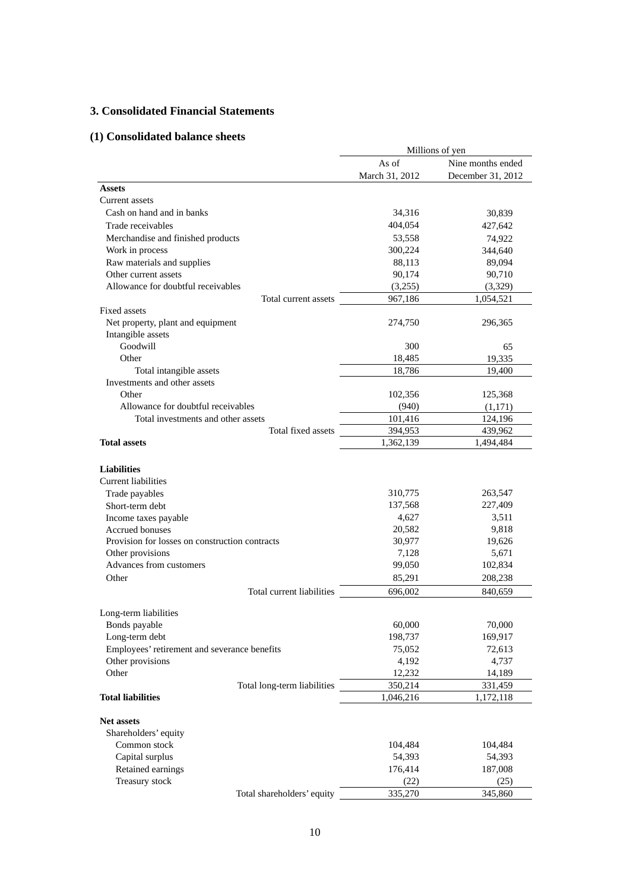## 3. Consolidated Financial Statements

### (1) Consolidated balance sheets

| | Millions of yen | |
|---|---|---|
| | As of March 31, 2012 | Nine months ended December 31, 2012 |
| **Assets** | | |
| Current assets | | |
| Cash on hand and in banks | 34,316 | 30,839 |
| Trade receivables | 404,054 | 427,642 |
| Merchandise and finished products | 53,558 | 74,922 |
| Work in process | 300,224 | 344,640 |
| Raw materials and supplies | 88,113 | 89,094 |
| Other current assets | 90,174 | 90,710 |
| Allowance for doubtful receivables | (3,255) | (3,329) |
| Total current assets | 967,186 | 1,054,521 |
| Fixed assets | | |
| Net property, plant and equipment | 274,750 | 296,365 |
| Intangible assets | | |
| Goodwill | 300 | 65 |
| Other | 18,485 | 19,335 |
| Total intangible assets | 18,786 | 19,400 |
| Investments and other assets | | |
| Other | 102,356 | 125,368 |
| Allowance for doubtful receivables | (940) | (1,171) |
| Total investments and other assets | 101,416 | 124,196 |
| Total fixed assets | 394,953 | 439,962 |
| **Total assets** | 1,362,139 | 1,494,484 |
| **Liabilities** | | |
| Current liabilities | | |
| Trade payables | 310,775 | 263,547 |
| Short-term debt | 137,568 | 227,409 |
| Income taxes payable | 4,627 | 3,511 |
| Accrued bonuses | 20,582 | 9,818 |
| Provision for losses on construction contracts | 30,977 | 19,626 |
| Other provisions | 7,128 | 5,671 |
| Advances from customers | 99,050 | 102,834 |
| Other | 85,291 | 208,238 |
| Total current liabilities | 696,002 | 840,659 |
| Long-term liabilities | | |
| Bonds payable | 60,000 | 70,000 |
| Long-term debt | 198,737 | 169,917 |
| Employees' retirement and severance benefits | 75,052 | 72,613 |
| Other provisions | 4,192 | 4,737 |
| Other | 12,232 | 14,189 |
| Total long-term liabilities | 350,214 | 331,459 |
| **Total liabilities** | 1,046,216 | 1,172,118 |
| **Net assets** | | |
| Shareholders' equity | | |
| Common stock | 104,484 | 104,484 |
| Capital surplus | 54,393 | 54,393 |
| Retained earnings | 176,414 | 187,008 |
| Treasury stock | (22) | (25) |
| Total shareholders' equity | 335,270 | 345,860 |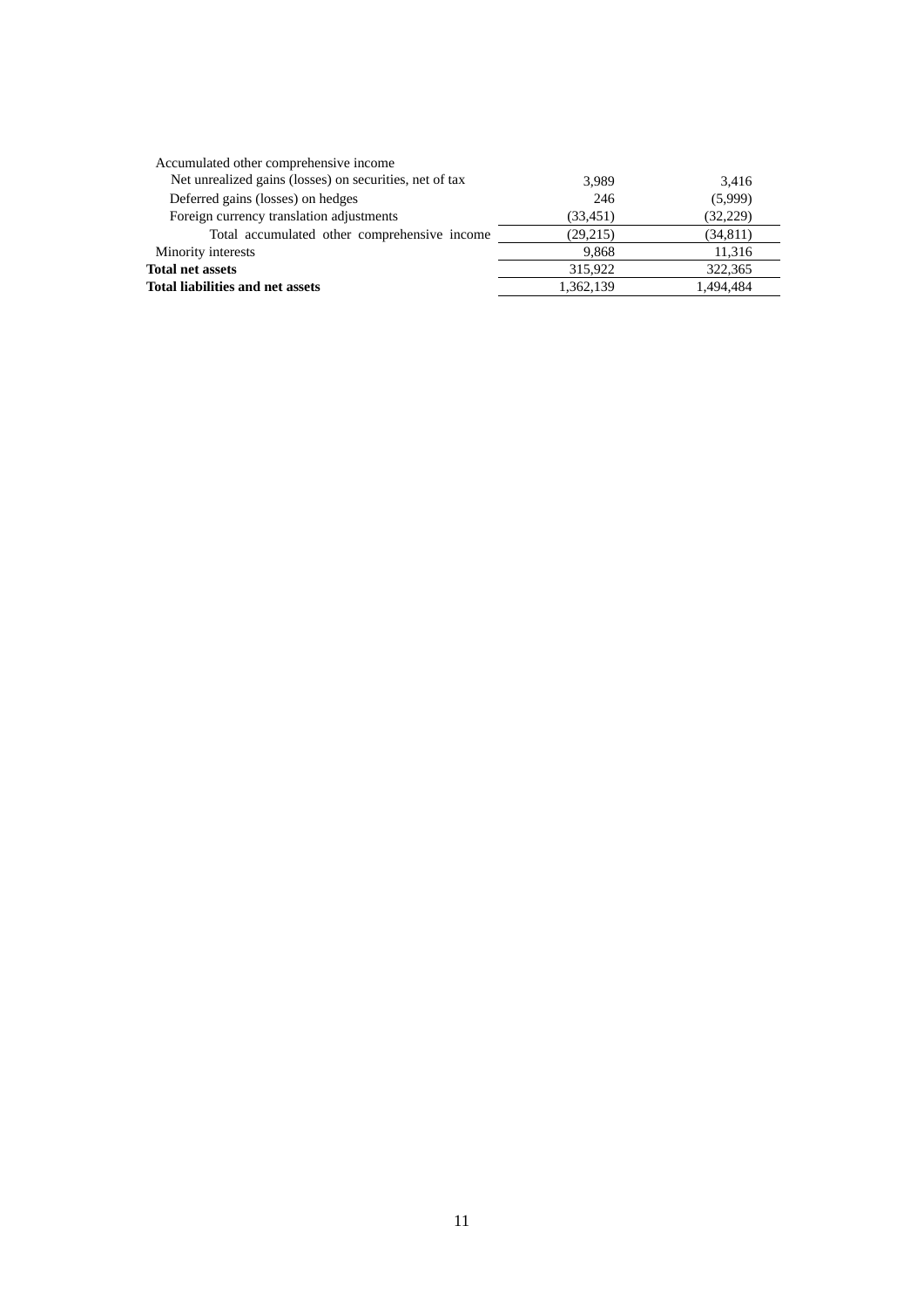| | | |
|---|---|---|
| Accumulated other comprehensive income | | |
| Net unrealized gains (losses) on securities, net of tax | 3,989 | 3,416 |
| Deferred gains (losses) on hedges | 246 | (5,999) |
| Foreign currency translation adjustments | (33,451) | (32,229) |
| Total accumulated other comprehensive income | (29,215) | (34,811) |
| Minority interests | 9,868 | 11,316 |
| **Total net assets** | 315,922 | 322,365 |
| **Total liabilities and net assets** | 1,362,139 | 1,494,484 |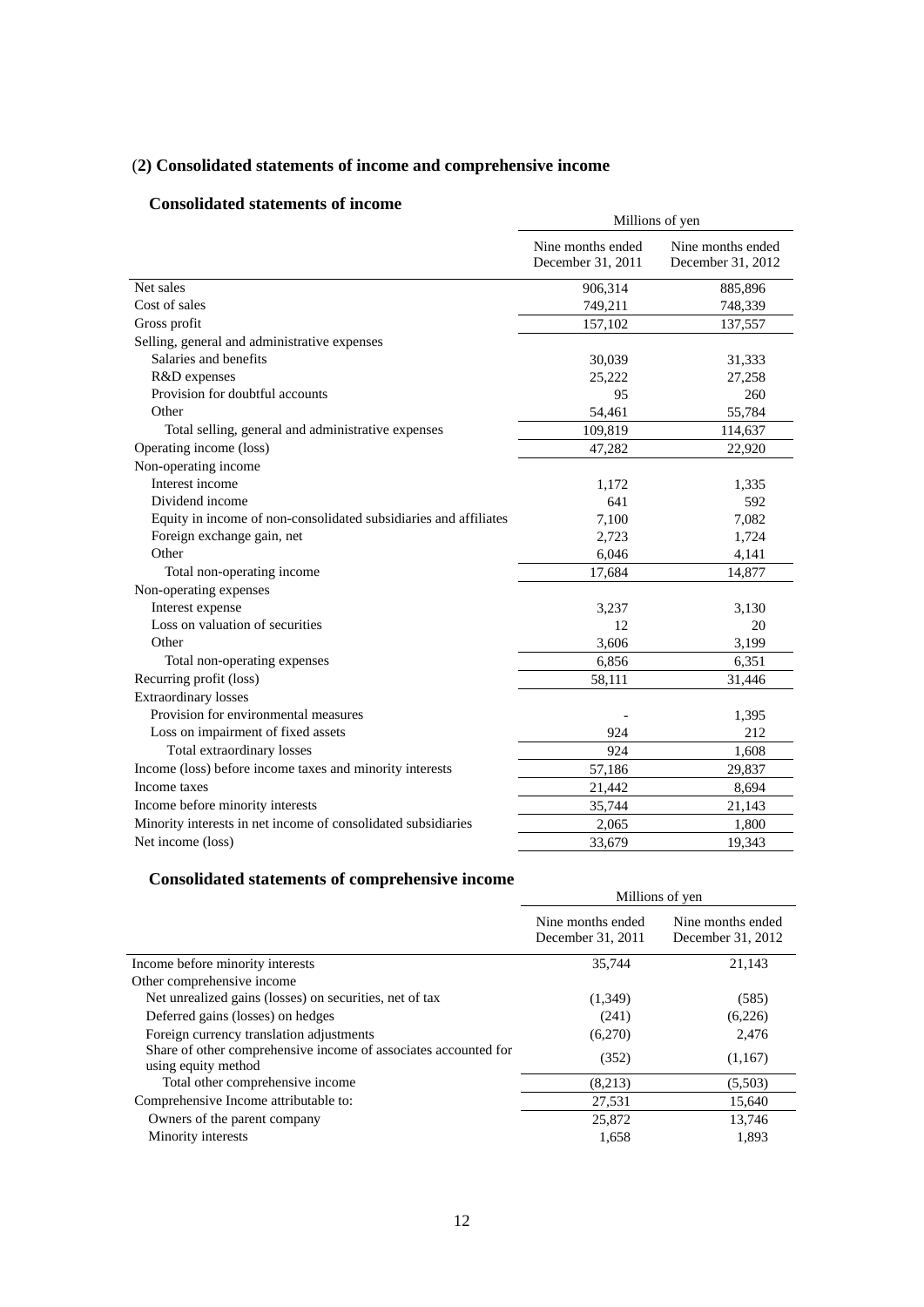## (2) Consolidated statements of income and comprehensive income

### Consolidated statements of income

| | Millions of yen | |
|---|---|---|
| | Nine months ended December 31, 2011 | Nine months ended December 31, 2012 |
| Net sales | 906,314 | 885,896 |
| Cost of sales | 749,211 | 748,339 |
| Gross profit | 157,102 | 137,557 |
| Selling, general and administrative expenses | | |
| Salaries and benefits | 30,039 | 31,333 |
| R&D expenses | 25,222 | 27,258 |
| Provision for doubtful accounts | 95 | 260 |
| Other | 54,461 | 55,784 |
| Total selling, general and administrative expenses | 109,819 | 114,637 |
| Operating income (loss) | 47,282 | 22,920 |
| Non-operating income | | |
| Interest income | 1,172 | 1,335 |
| Dividend income | 641 | 592 |
| Equity in income of non-consolidated subsidiaries and affiliates | 7,100 | 7,082 |
| Foreign exchange gain, net | 2,723 | 1,724 |
| Other | 6,046 | 4,141 |
| Total non-operating income | 17,684 | 14,877 |
| Non-operating expenses | | |
| Interest expense | 3,237 | 3,130 |
| Loss on valuation of securities | 12 | 20 |
| Other | 3,606 | 3,199 |
| Total non-operating expenses | 6,856 | 6,351 |
| Recurring profit (loss) | 58,111 | 31,446 |
| Extraordinary losses | | |
| Provision for environmental measures | - | 1,395 |
| Loss on impairment of fixed assets | 924 | 212 |
| Total extraordinary losses | 924 | 1,608 |
| Income (loss) before income taxes and minority interests | 57,186 | 29,837 |
| Income taxes | 21,442 | 8,694 |
| Income before minority interests | 35,744 | 21,143 |
| Minority interests in net income of consolidated subsidiaries | 2,065 | 1,800 |
| Net income (loss) | 33,679 | 19,343 |

### Consolidated statements of comprehensive income

| | Millions of yen | |
|---|---|---|
| | Nine months ended December 31, 2011 | Nine months ended December 31, 2012 |
| Income before minority interests | 35,744 | 21,143 |
| Other comprehensive income | | |
| Net unrealized gains (losses) on securities, net of tax | (1,349) | (585) |
| Deferred gains (losses) on hedges | (241) | (6,226) |
| Foreign currency translation adjustments | (6,270) | 2,476 |
| Share of other comprehensive income of associates accounted for using equity method | (352) | (1,167) |
| Total other comprehensive income | (8,213) | (5,503) |
| Comprehensive Income attributable to: | 27,531 | 15,640 |
| Owners of the parent company | 25,872 | 13,746 |
| Minority interests | 1,658 | 1,893 |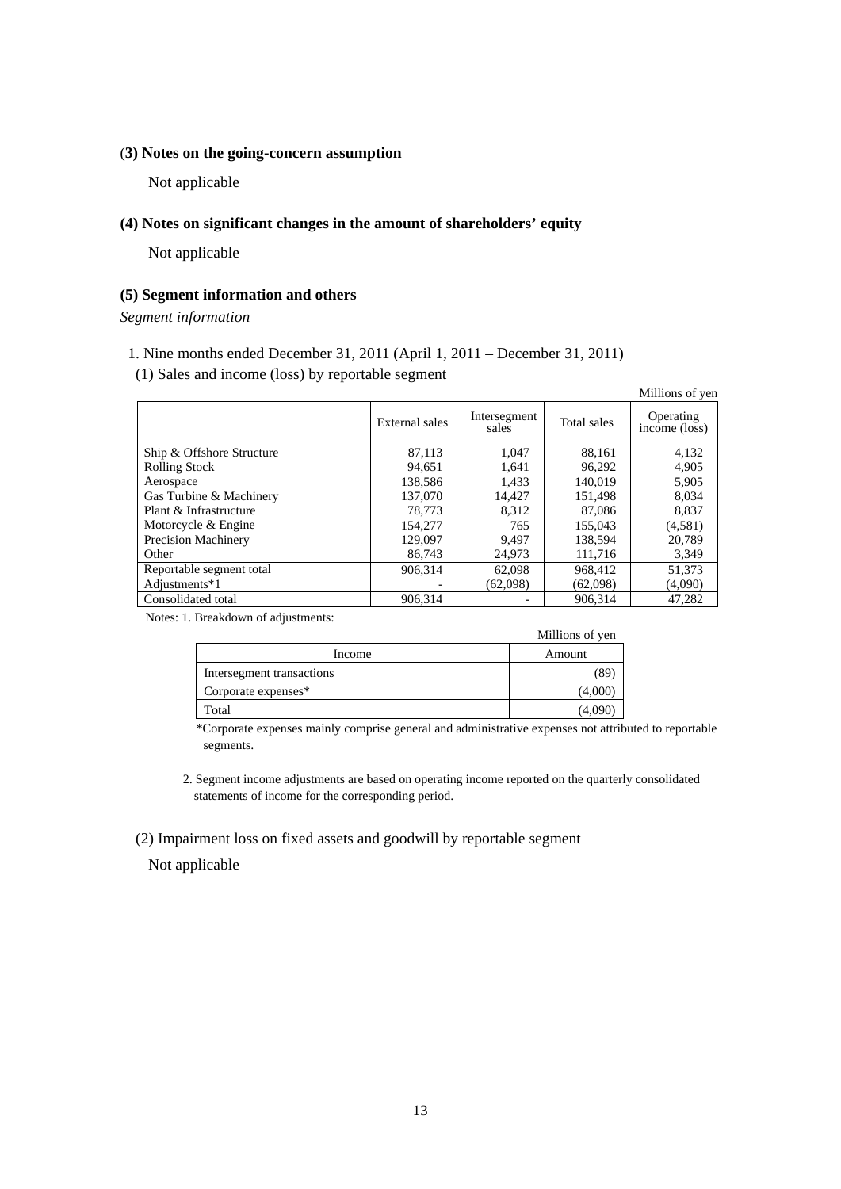### (3) Notes on the going-concern assumption

Not applicable

### (4) Notes on significant changes in the amount of shareholders' equity

Not applicable

### (5) Segment information and others

*Segment information*

1. Nine months ended December 31, 2011 (April 1, 2011 – December 31, 2011)

(1) Sales and income (loss) by reportable segment

Millions of yen

| | External sales | Intersegment sales | Total sales | Operating income (loss) |
|---|---|---|---|---|
| Ship & Offshore Structure | 87,113 | 1,047 | 88,161 | 4,132 |
| Rolling Stock | 94,651 | 1,641 | 96,292 | 4,905 |
| Aerospace | 138,586 | 1,433 | 140,019 | 5,905 |
| Gas Turbine & Machinery | 137,070 | 14,427 | 151,498 | 8,034 |
| Plant & Infrastructure | 78,773 | 8,312 | 87,086 | 8,837 |
| Motorcycle & Engine | 154,277 | 765 | 155,043 | (4,581) |
| Precision Machinery | 129,097 | 9,497 | 138,594 | 20,789 |
| Other | 86,743 | 24,973 | 111,716 | 3,349 |
| Reportable segment total | 906,314 | 62,098 | 968,412 | 51,373 |
| Adjustments*1 | - | (62,098) | (62,098) | (4,090) |
| Consolidated total | 906,314 | - | 906,314 | 47,282 |

Notes: 1. Breakdown of adjustments:

Millions of yen

| Income | Amount |
|---|---|
| Intersegment transactions | (89) |
| Corporate expenses* | (4,000) |
| Total | (4,090) |

*Corporate expenses mainly comprise general and administrative expenses not attributed to reportable segments.

2. Segment income adjustments are based on operating income reported on the quarterly consolidated statements of income for the corresponding period.

(2) Impairment loss on fixed assets and goodwill by reportable segment

Not applicable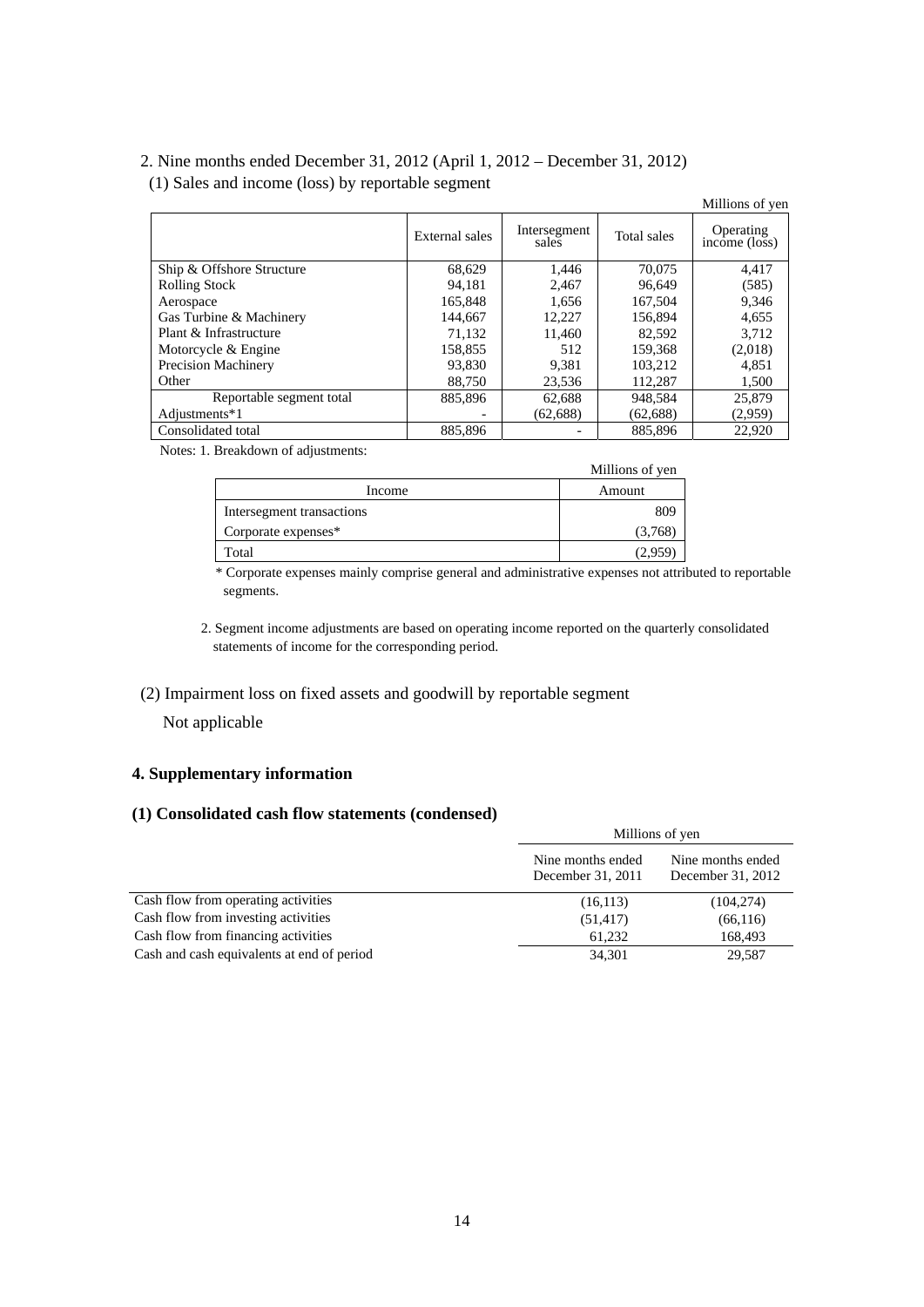2. Nine months ended December 31, 2012 (April 1, 2012 – December 31, 2012)

(1) Sales and income (loss) by reportable segment

Millions of yen

| | External sales | Intersegment sales | Total sales | Operating income (loss) |
|---|---|---|---|---|
| Ship & Offshore Structure | 68,629 | 1,446 | 70,075 | 4,417 |
| Rolling Stock | 94,181 | 2,467 | 96,649 | (585) |
| Aerospace | 165,848 | 1,656 | 167,504 | 9,346 |
| Gas Turbine & Machinery | 144,667 | 12,227 | 156,894 | 4,655 |
| Plant & Infrastructure | 71,132 | 11,460 | 82,592 | 3,712 |
| Motorcycle & Engine | 158,855 | 512 | 159,368 | (2,018) |
| Precision Machinery | 93,830 | 9,381 | 103,212 | 4,851 |
| Other | 88,750 | 23,536 | 112,287 | 1,500 |
| Reportable segment total | 885,896 | 62,688 | 948,584 | 25,879 |
| Adjustments*1 | - | (62,688) | (62,688) | (2,959) |
| Consolidated total | 885,896 | - | 885,896 | 22,920 |

Notes: 1. Breakdown of adjustments:

Millions of yen

| Income | Amount |
|---|---|
| Intersegment transactions | 809 |
| Corporate expenses* | (3,768) |
| Total | (2,959) |

\* Corporate expenses mainly comprise general and administrative expenses not attributed to reportable segments.

2. Segment income adjustments are based on operating income reported on the quarterly consolidated statements of income for the corresponding period.

(2) Impairment loss on fixed assets and goodwill by reportable segment

Not applicable

## 4. Supplementary information

### (1) Consolidated cash flow statements (condensed)

| | Millions of yen | |
|---|---|---|
| | Nine months ended December 31, 2011 | Nine months ended December 31, 2012 |
| Cash flow from operating activities | (16,113) | (104,274) |
| Cash flow from investing activities | (51,417) | (66,116) |
| Cash flow from financing activities | 61,232 | 168,493 |
| Cash and cash equivalents at end of period | 34,301 | 29,587 |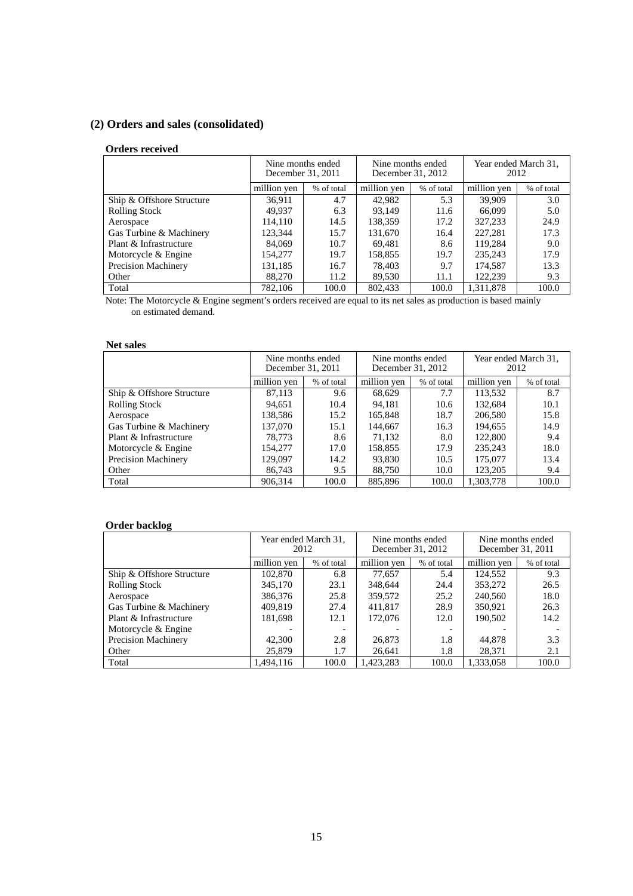## (2) Orders and sales (consolidated)

### Orders received

| | Nine months ended December 31, 2011 | | Nine months ended December 31, 2012 | | Year ended March 31, 2012 | |
|---|---|---|---|---|---|---|
| | million yen | % of total | million yen | % of total | million yen | % of total |
| Ship & Offshore Structure | 36,911 | 4.7 | 42,982 | 5.3 | 39,909 | 3.0 |
| Rolling Stock | 49,937 | 6.3 | 93,149 | 11.6 | 66,099 | 5.0 |
| Aerospace | 114,110 | 14.5 | 138,359 | 17.2 | 327,233 | 24.9 |
| Gas Turbine & Machinery | 123,344 | 15.7 | 131,670 | 16.4 | 227,281 | 17.3 |
| Plant & Infrastructure | 84,069 | 10.7 | 69,481 | 8.6 | 119,284 | 9.0 |
| Motorcycle & Engine | 154,277 | 19.7 | 158,855 | 19.7 | 235,243 | 17.9 |
| Precision Machinery | 131,185 | 16.7 | 78,403 | 9.7 | 174,587 | 13.3 |
| Other | 88,270 | 11.2 | 89,530 | 11.1 | 122,239 | 9.3 |
| Total | 782,106 | 100.0 | 802,433 | 100.0 | 1,311,878 | 100.0 |

Note: The Motorcycle & Engine segment's orders received are equal to its net sales as production is based mainly on estimated demand.

### Net sales

| | Nine months ended December 31, 2011 | | Nine months ended December 31, 2012 | | Year ended March 31, 2012 | |
|---|---|---|---|---|---|---|
| | million yen | % of total | million yen | % of total | million yen | % of total |
| Ship & Offshore Structure | 87,113 | 9.6 | 68,629 | 7.7 | 113,532 | 8.7 |
| Rolling Stock | 94,651 | 10.4 | 94,181 | 10.6 | 132,684 | 10.1 |
| Aerospace | 138,586 | 15.2 | 165,848 | 18.7 | 206,580 | 15.8 |
| Gas Turbine & Machinery | 137,070 | 15.1 | 144,667 | 16.3 | 194,655 | 14.9 |
| Plant & Infrastructure | 78,773 | 8.6 | 71,132 | 8.0 | 122,800 | 9.4 |
| Motorcycle & Engine | 154,277 | 17.0 | 158,855 | 17.9 | 235,243 | 18.0 |
| Precision Machinery | 129,097 | 14.2 | 93,830 | 10.5 | 175,077 | 13.4 |
| Other | 86,743 | 9.5 | 88,750 | 10.0 | 123,205 | 9.4 |
| Total | 906,314 | 100.0 | 885,896 | 100.0 | 1,303,778 | 100.0 |

### Order backlog

| | Year ended March 31, 2012 | | Nine months ended December 31, 2012 | | Nine months ended December 31, 2011 | |
|---|---|---|---|---|---|---|
| | million yen | % of total | million yen | % of total | million yen | % of total |
| Ship & Offshore Structure | 102,870 | 6.8 | 77,657 | 5.4 | 124,552 | 9.3 |
| Rolling Stock | 345,170 | 23.1 | 348,644 | 24.4 | 353,272 | 26.5 |
| Aerospace | 386,376 | 25.8 | 359,572 | 25.2 | 240,560 | 18.0 |
| Gas Turbine & Machinery | 409,819 | 27.4 | 411,817 | 28.9 | 350,921 | 26.3 |
| Plant & Infrastructure | 181,698 | 12.1 | 172,076 | 12.0 | 190,502 | 14.2 |
| Motorcycle & Engine | - | - | - | - | - | - |
| Precision Machinery | 42,300 | 2.8 | 26,873 | 1.8 | 44,878 | 3.3 |
| Other | 25,879 | 1.7 | 26,641 | 1.8 | 28,371 | 2.1 |
| Total | 1,494,116 | 100.0 | 1,423,283 | 100.0 | 1,333,058 | 100.0 |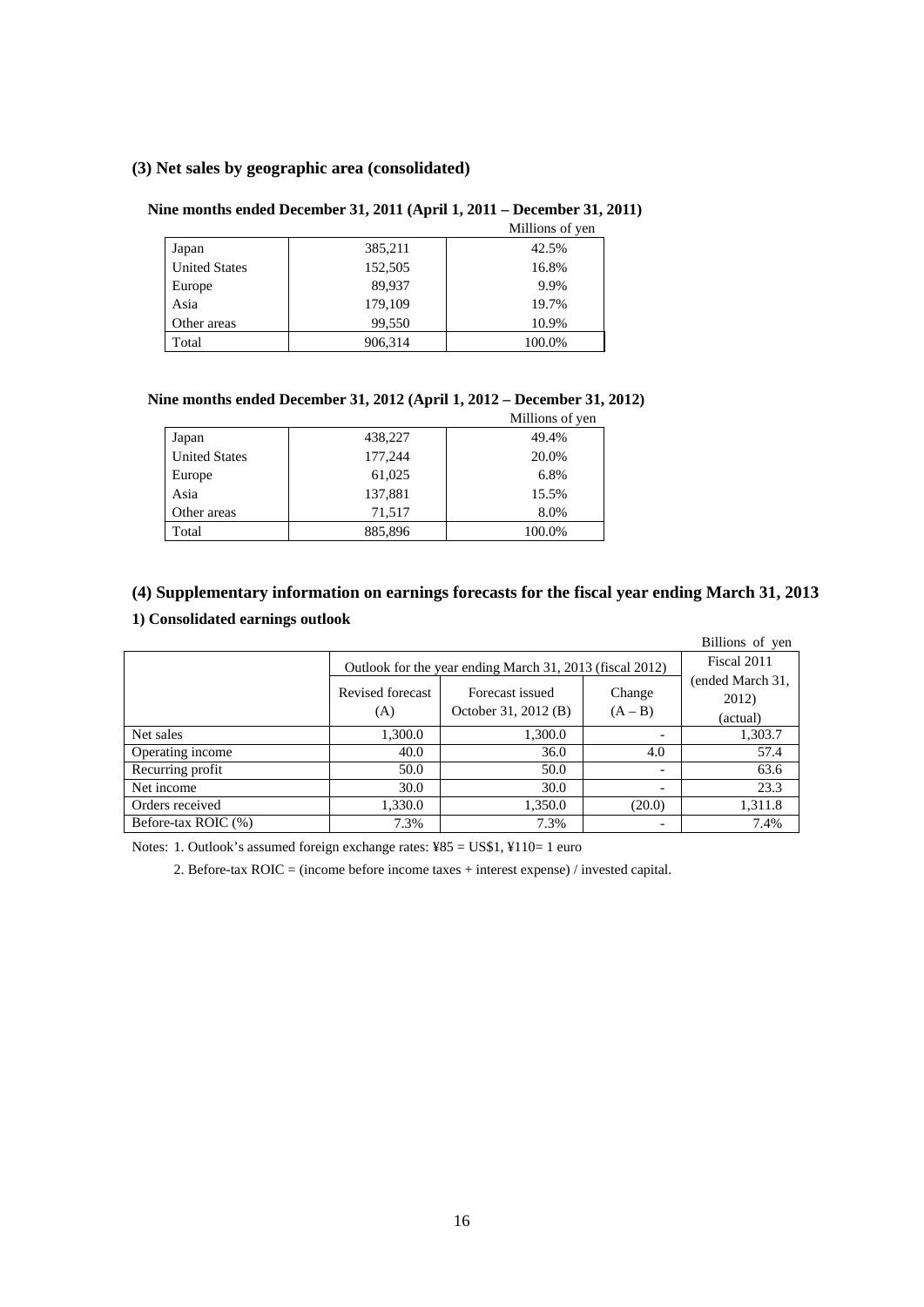### (3) Net sales by geographic area (consolidated)

**Nine months ended December 31, 2011 (April 1, 2011 – December 31, 2011)**

Millions of yen

| | | |
|---|---|---|
| Japan | 385,211 | 42.5% |
| United States | 152,505 | 16.8% |
| Europe | 89,937 | 9.9% |
| Asia | 179,109 | 19.7% |
| Other areas | 99,550 | 10.9% |
| Total | 906,314 | 100.0% |

**Nine months ended December 31, 2012 (April 1, 2012 – December 31, 2012)**

Millions of yen

| | | |
|---|---|---|
| Japan | 438,227 | 49.4% |
| United States | 177,244 | 20.0% |
| Europe | 61,025 | 6.8% |
| Asia | 137,881 | 15.5% |
| Other areas | 71,517 | 8.0% |
| Total | 885,896 | 100.0% |

### (4) Supplementary information on earnings forecasts for the fiscal year ending March 31, 2013

**1) Consolidated earnings outlook**

Billions of yen

| | Outlook for the year ending March 31, 2013 (fiscal 2012) | | | Fiscal 2011 (ended March 31, 2012) (actual) |
|---|---|---|---|---|
| | Revised forecast (A) | Forecast issued October 31, 2012 (B) | Change (A – B) | |
| Net sales | 1,300.0 | 1,300.0 | - | 1,303.7 |
| Operating income | 40.0 | 36.0 | 4.0 | 57.4 |
| Recurring profit | 50.0 | 50.0 | - | 63.6 |
| Net income | 30.0 | 30.0 | - | 23.3 |
| Orders received | 1,330.0 | 1,350.0 | (20.0) | 1,311.8 |
| Before-tax ROIC (%) | 7.3% | 7.3% | - | 7.4% |

Notes: 1. Outlook's assumed foreign exchange rates: ¥85 = US$1, ¥110= 1 euro

2. Before-tax ROIC = (income before income taxes + interest expense) / invested capital.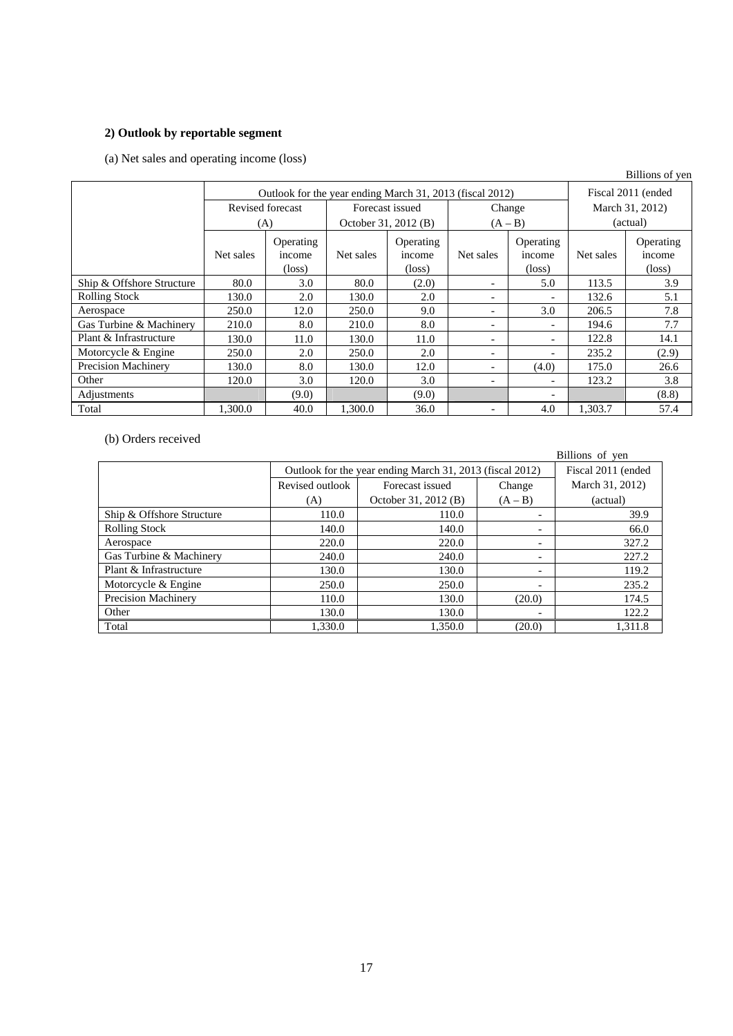### 2) Outlook by reportable segment

(a) Net sales and operating income (loss)

Billions of yen

| | Outlook for the year ending March 31, 2013 (fiscal 2012) | | | | | | Fiscal 2011 (ended March 31, 2012) (actual) | |
|---|---|---|---|---|---|---|---|---|
| | Revised forecast (A) | | Forecast issued October 31, 2012 (B) | | Change (A – B) | | | |
| | Net sales | Operating income (loss) | Net sales | Operating income (loss) | Net sales | Operating income (loss) | Net sales | Operating income (loss) |
| Ship & Offshore Structure | 80.0 | 3.0 | 80.0 | (2.0) | - | 5.0 | 113.5 | 3.9 |
| Rolling Stock | 130.0 | 2.0 | 130.0 | 2.0 | - | - | 132.6 | 5.1 |
| Aerospace | 250.0 | 12.0 | 250.0 | 9.0 | - | 3.0 | 206.5 | 7.8 |
| Gas Turbine & Machinery | 210.0 | 8.0 | 210.0 | 8.0 | - | - | 194.6 | 7.7 |
| Plant & Infrastructure | 130.0 | 11.0 | 130.0 | 11.0 | - | - | 122.8 | 14.1 |
| Motorcycle & Engine | 250.0 | 2.0 | 250.0 | 2.0 | - | - | 235.2 | (2.9) |
| Precision Machinery | 130.0 | 8.0 | 130.0 | 12.0 | - | (4.0) | 175.0 | 26.6 |
| Other | 120.0 | 3.0 | 120.0 | 3.0 | - | - | 123.2 | 3.8 |
| Adjustments | | (9.0) | | (9.0) | | - | | (8.8) |
| Total | 1,300.0 | 40.0 | 1,300.0 | 36.0 | - | 4.0 | 1,303.7 | 57.4 |

(b) Orders received

Billions of yen

| | Outlook for the year ending March 31, 2013 (fiscal 2012) | | | Fiscal 2011 (ended March 31, 2012) (actual) |
|---|---|---|---|---|
| | Revised outlook (A) | Forecast issued October 31, 2012 (B) | Change (A – B) | |
| Ship & Offshore Structure | 110.0 | 110.0 | - | 39.9 |
| Rolling Stock | 140.0 | 140.0 | - | 66.0 |
| Aerospace | 220.0 | 220.0 | - | 327.2 |
| Gas Turbine & Machinery | 240.0 | 240.0 | - | 227.2 |
| Plant & Infrastructure | 130.0 | 130.0 | - | 119.2 |
| Motorcycle & Engine | 250.0 | 250.0 | - | 235.2 |
| Precision Machinery | 110.0 | 130.0 | (20.0) | 174.5 |
| Other | 130.0 | 130.0 | - | 122.2 |
| Total | 1,330.0 | 1,350.0 | (20.0) | 1,311.8 |